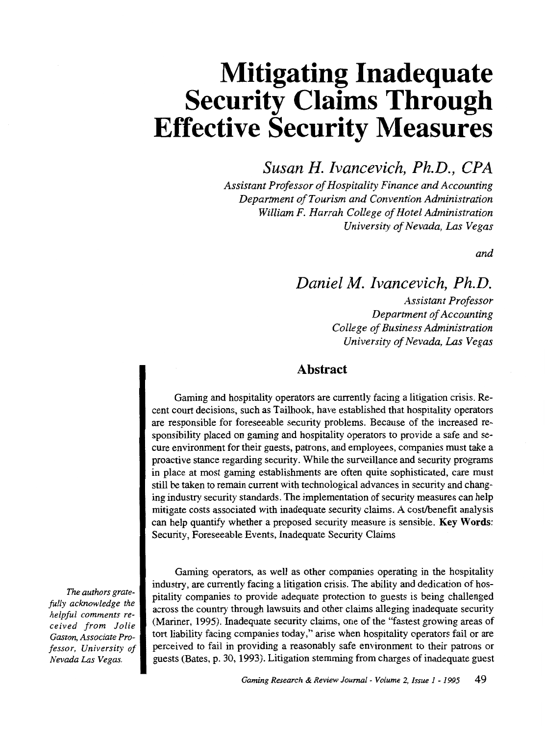# Mitigating Inadequate Security Claims Through Effective Security Measures

## *Susan H. Ivancevich, Ph.D., CPA*

*Assistant Professor of Hospitality Finance and Accounting*
*Department of Tourism and Convention Administration*
*William F. Harrah College of Hotel Administration*
*University of Nevada, Las Vegas*

*and*

## *Daniel M. Ivancevich, Ph.D.*

*Assistant Professor*
*Department of Accounting*
*College of Business Administration*
*University of Nevada, Las Vegas*

### Abstract

Gaming and hospitality operators are currently facing a litigation crisis. Recent court decisions, such as Tailhook, have established that hospitality operators are responsible for foreseeable security problems. Because of the increased responsibility placed on gaming and hospitality operators to provide a safe and secure environment for their guests, patrons, and employees, companies must take a proactive stance regarding security. While the surveillance and security programs in place at most gaming establishments are often quite sophisticated, care must still be taken to remain current with technological advances in security and changing industry security standards. The implementation of security measures can help mitigate costs associated with inadequate security claims. A cost/benefit analysis can help quantify whether a proposed security measure is sensible. **Key Words**: Security, Foreseeable Events, Inadequate Security Claims

*The authors gratefully acknowledge the helpful comments received from Jolie Gaston, Associate Professor, University of Nevada Las Vegas.*

Gaming operators, as well as other companies operating in the hospitality industry, are currently facing a litigation crisis. The ability and dedication of hospitality companies to provide adequate protection to guests is being challenged across the country through lawsuits and other claims alleging inadequate security (Mariner, 1995). Inadequate security claims, one of the "fastest growing areas of tort liability facing companies today," arise when hospitality operators fail or are perceived to fail in providing a reasonably safe environment to their patrons or guests (Bates, p. 30, 1993). Litigation stemming from charges of inadequate guest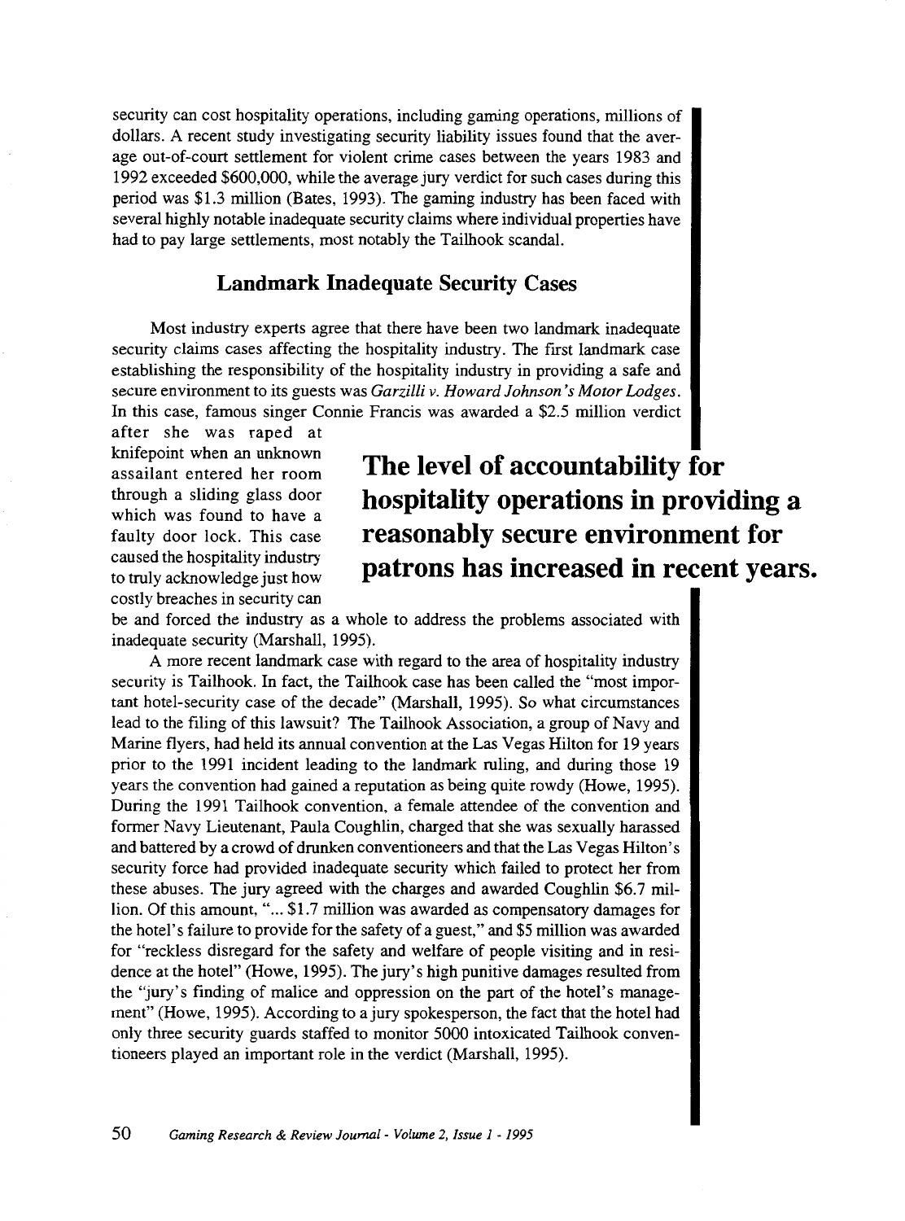security can cost hospitality operations, including gaming operations, millions of dollars. A recent study investigating security liability issues found that the average out-of-court settlement for violent crime cases between the years 1983 and 1992 exceeded $600,000, while the average jury verdict for such cases during this period was $1.3 million (Bates, 1993). The gaming industry has been faced with several highly notable inadequate security claims where individual properties have had to pay large settlements, most notably the Tailhook scandal.

## Landmark Inadequate Security Cases

Most industry experts agree that there have been two landmark inadequate security claims cases affecting the hospitality industry. The first landmark case establishing the responsibility of the hospitality industry in providing a safe and secure environment to its guests was *Garzilli v. Howard Johnson's Motor Lodges*. In this case, famous singer Connie Francis was awarded a $2.5 million verdict after she was raped at knifepoint when an unknown assailant entered her room through a sliding glass door which was found to have a faulty door lock. This case caused the hospitality industry to truly acknowledge just how costly breaches in security can be and forced the industry as a whole to address the problems associated with inadequate security (Marshall, 1995).

**The level of accountability for hospitality operations in providing a reasonably secure environment for patrons has increased in recent years.**

A more recent landmark case with regard to the area of hospitality industry security is Tailhook. In fact, the Tailhook case has been called the "most important hotel-security case of the decade" (Marshall, 1995). So what circumstances lead to the filing of this lawsuit? The Tailhook Association, a group of Navy and Marine flyers, had held its annual convention at the Las Vegas Hilton for 19 years prior to the 1991 incident leading to the landmark ruling, and during those 19 years the convention had gained a reputation as being quite rowdy (Howe, 1995). During the 1991 Tailhook convention, a female attendee of the convention and former Navy Lieutenant, Paula Coughlin, charged that she was sexually harassed and battered by a crowd of drunken conventioneers and that the Las Vegas Hilton's security force had provided inadequate security which failed to protect her from these abuses. The jury agreed with the charges and awarded Coughlin $6.7 million. Of this amount, "... $1.7 million was awarded as compensatory damages for the hotel's failure to provide for the safety of a guest," and $5 million was awarded for "reckless disregard for the safety and welfare of people visiting and in residence at the hotel" (Howe, 1995). The jury's high punitive damages resulted from the "jury's finding of malice and oppression on the part of the hotel's management" (Howe, 1995). According to a jury spokesperson, the fact that the hotel had only three security guards staffed to monitor 5000 intoxicated Tailhook conventioneers played an important role in the verdict (Marshall, 1995).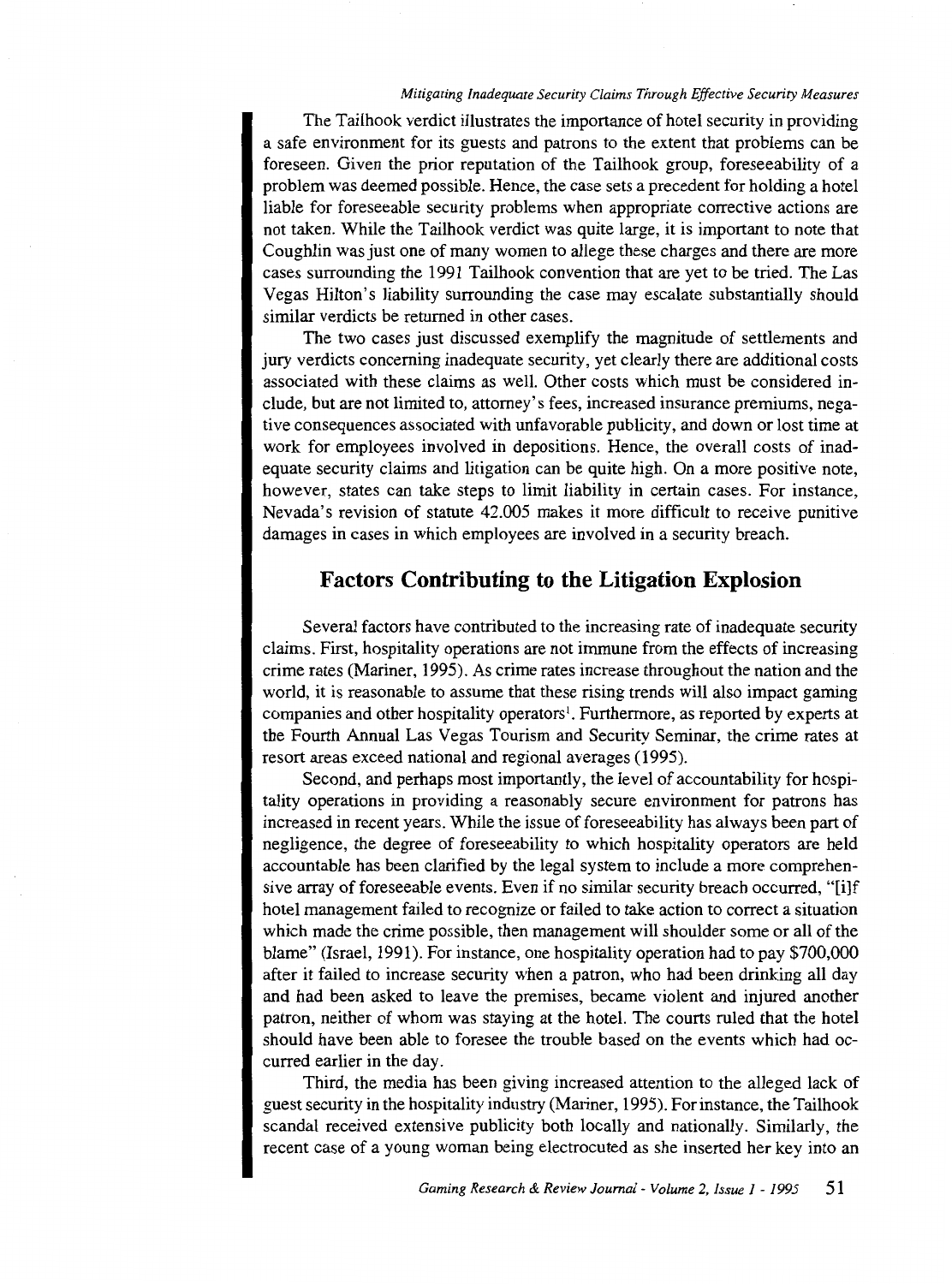The Tailhook verdict illustrates the importance of hotel security in providing a safe environment for its guests and patrons to the extent that problems can be foreseen. Given the prior reputation of the Tailhook group, foreseeability of a problem was deemed possible. Hence, the case sets a precedent for holding a hotel liable for foreseeable security problems when appropriate corrective actions are not taken. While the Tailhook verdict was quite large, it is important to note that Coughlin was just one of many women to allege these charges and there are more cases surrounding the 1991 Tailhook convention that are yet to be tried. The Las Vegas Hilton's liability surrounding the case may escalate substantially should similar verdicts be returned in other cases.

The two cases just discussed exemplify the magnitude of settlements and jury verdicts concerning inadequate security, yet clearly there are additional costs associated with these claims as well. Other costs which must be considered include, but are not limited to, attorney's fees, increased insurance premiums, negative consequences associated with unfavorable publicity, and down or lost time at work for employees involved in depositions. Hence, the overall costs of inadequate security claims and litigation can be quite high. On a more positive note, however, states can take steps to limit liability in certain cases. For instance, Nevada's revision of statute 42.005 makes it more difficult to receive punitive damages in cases in which employees are involved in a security breach.

## Factors Contributing to the Litigation Explosion

Several factors have contributed to the increasing rate of inadequate security claims. First, hospitality operations are not immune from the effects of increasing crime rates (Mariner, 1995). As crime rates increase throughout the nation and the world, it is reasonable to assume that these rising trends will also impact gaming companies and other hospitality operators[1]. Furthermore, as reported by experts at the Fourth Annual Las Vegas Tourism and Security Seminar, the crime rates at resort areas exceed national and regional averages (1995).

Second, and perhaps most importantly, the level of accountability for hospitality operations in providing a reasonably secure environment for patrons has increased in recent years. While the issue of foreseeability has always been part of negligence, the degree of foreseeability to which hospitality operators are held accountable has been clarified by the legal system to include a more comprehensive array of foreseeable events. Even if no similar security breach occurred, "[i]f hotel management failed to recognize or failed to take action to correct a situation which made the crime possible, then management will shoulder some or all of the blame" (Israel, 1991). For instance, one hospitality operation had to pay $700,000 after it failed to increase security when a patron, who had been drinking all day and had been asked to leave the premises, became violent and injured another patron, neither of whom was staying at the hotel. The courts ruled that the hotel should have been able to foresee the trouble based on the events which had occurred earlier in the day.

Third, the media has been giving increased attention to the alleged lack of guest security in the hospitality industry (Mariner, 1995). For instance, the Tailhook scandal received extensive publicity both locally and nationally. Similarly, the recent case of a young woman being electrocuted as she inserted her key into an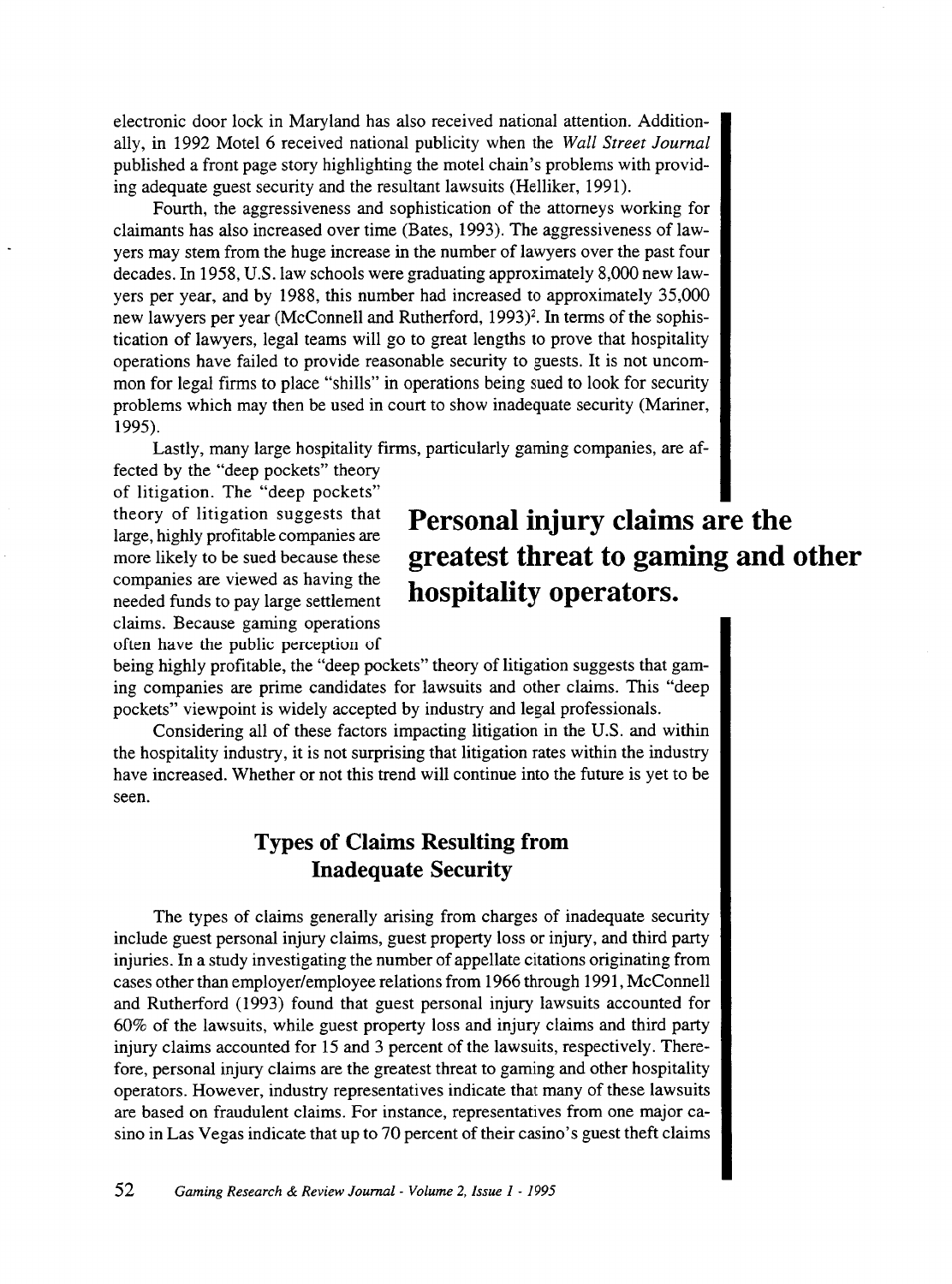electronic door lock in Maryland has also received national attention. Additionally, in 1992 Motel 6 received national publicity when the *Wall Street Journal* published a front page story highlighting the motel chain's problems with providing adequate guest security and the resultant lawsuits (Helliker, 1991).

Fourth, the aggressiveness and sophistication of the attorneys working for claimants has also increased over time (Bates, 1993). The aggressiveness of lawyers may stem from the huge increase in the number of lawyers over the past four decades. In 1958, U.S. law schools were graduating approximately 8,000 new lawyers per year, and by 1988, this number had increased to approximately 35,000 new lawyers per year (McConnell and Rutherford, 1993)[2]. In terms of the sophistication of lawyers, legal teams will go to great lengths to prove that hospitality operations have failed to provide reasonable security to guests. It is not uncommon for legal firms to place "shills" in operations being sued to look for security problems which may then be used in court to show inadequate security (Mariner, 1995).

Lastly, many large hospitality firms, particularly gaming companies, are affected by the "deep pockets" theory of litigation. The "deep pockets" theory of litigation suggests that large, highly profitable companies are more likely to be sued because these companies are viewed as having the needed funds to pay large settlement claims. Because gaming operations often have the public perception of being highly profitable, the "deep pockets" theory of litigation suggests that gaming companies are prime candidates for lawsuits and other claims. This "deep pockets" viewpoint is widely accepted by industry and legal professionals.

**Personal injury claims are the greatest threat to gaming and other hospitality operators.**

Considering all of these factors impacting litigation in the U.S. and within the hospitality industry, it is not surprising that litigation rates within the industry have increased. Whether or not this trend will continue into the future is yet to be seen.

## Types of Claims Resulting from Inadequate Security

The types of claims generally arising from charges of inadequate security include guest personal injury claims, guest property loss or injury, and third party injuries. In a study investigating the number of appellate citations originating from cases other than employer/employee relations from 1966 through 1991, McConnell and Rutherford (1993) found that guest personal injury lawsuits accounted for 60% of the lawsuits, while guest property loss and injury claims and third party injury claims accounted for 15 and 3 percent of the lawsuits, respectively. Therefore, personal injury claims are the greatest threat to gaming and other hospitality operators. However, industry representatives indicate that many of these lawsuits are based on fraudulent claims. For instance, representatives from one major casino in Las Vegas indicate that up to 70 percent of their casino's guest theft claims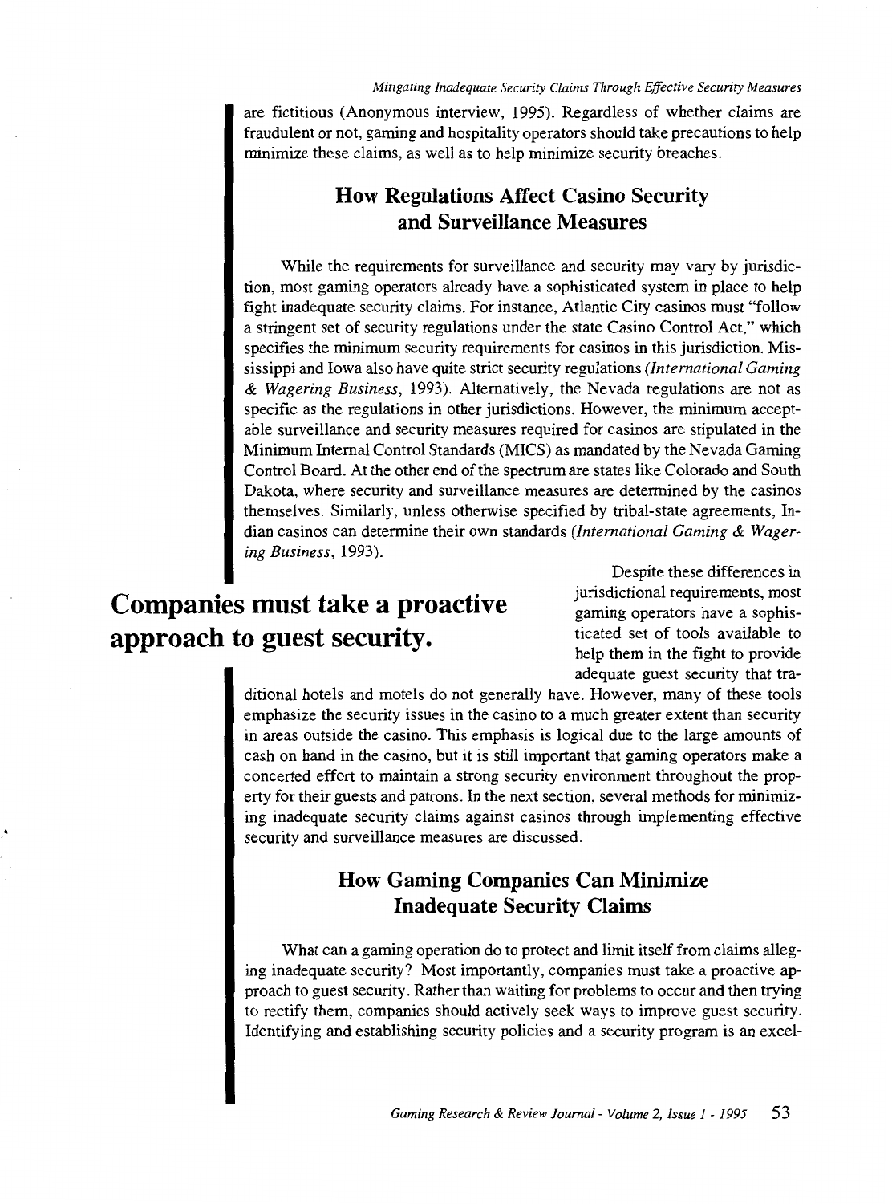are fictitious (Anonymous interview, 1995). Regardless of whether claims are fraudulent or not, gaming and hospitality operators should take precautions to help minimize these claims, as well as to help minimize security breaches.

## How Regulations Affect Casino Security and Surveillance Measures

While the requirements for surveillance and security may vary by jurisdiction, most gaming operators already have a sophisticated system in place to help fight inadequate security claims. For instance, Atlantic City casinos must "follow a stringent set of security regulations under the state Casino Control Act," which specifies the minimum security requirements for casinos in this jurisdiction. Mississippi and Iowa also have quite strict security regulations (*International Gaming & Wagering Business*, 1993). Alternatively, the Nevada regulations are not as specific as the regulations in other jurisdictions. However, the minimum acceptable surveillance and security measures required for casinos are stipulated in the Minimum Internal Control Standards (MICS) as mandated by the Nevada Gaming Control Board. At the other end of the spectrum are states like Colorado and South Dakota, where security and surveillance measures are determined by the casinos themselves. Similarly, unless otherwise specified by tribal-state agreements, Indian casinos can determine their own standards (*International Gaming & Wagering Business*, 1993).

**Companies must take a proactive approach to guest security.**

Despite these differences in jurisdictional requirements, most gaming operators have a sophisticated set of tools available to help them in the fight to provide adequate guest security that traditional hotels and motels do not generally have. However, many of these tools emphasize the security issues in the casino to a much greater extent than security in areas outside the casino. This emphasis is logical due to the large amounts of cash on hand in the casino, but it is still important that gaming operators make a concerted effort to maintain a strong security environment throughout the property for their guests and patrons. In the next section, several methods for minimizing inadequate security claims against casinos through implementing effective security and surveillance measures are discussed.

## How Gaming Companies Can Minimize Inadequate Security Claims

What can a gaming operation do to protect and limit itself from claims alleging inadequate security? Most importantly, companies must take a proactive approach to guest security. Rather than waiting for problems to occur and then trying to rectify them, companies should actively seek ways to improve guest security. Identifying and establishing security policies and a security program is an excel-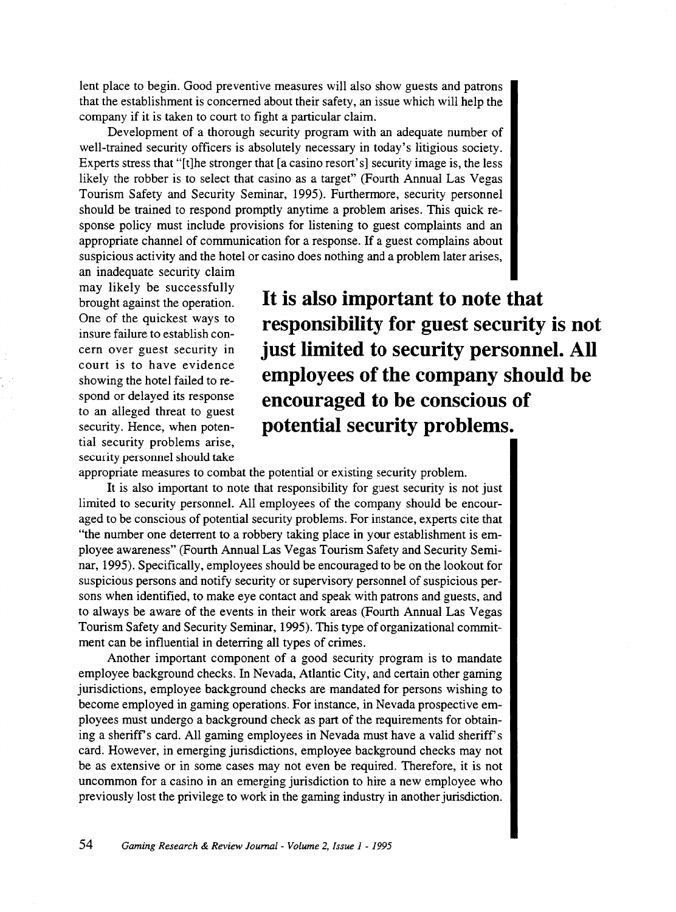lent place to begin. Good preventive measures will also show guests and patrons that the establishment is concerned about their safety, an issue which will help the company if it is taken to court to fight a particular claim.

Development of a thorough security program with an adequate number of well-trained security officers is absolutely necessary in today's litigious society. Experts stress that "[t]he stronger that [a casino resort's] security image is, the less likely the robber is to select that casino as a target" (Fourth Annual Las Vegas Tourism Safety and Security Seminar, 1995). Furthermore, security personnel should be trained to respond promptly anytime a problem arises. This quick response policy must include provisions for listening to guest complaints and an appropriate channel of communication for a response. If a guest complains about suspicious activity and the hotel or casino does nothing and a problem later arises, an inadequate security claim may likely be successfully brought against the operation. One of the quickest ways to insure failure to establish concern over guest security in court is to have evidence showing the hotel failed to respond or delayed its response to an alleged threat to guest security. Hence, when potential security problems arise, security personnel should take appropriate measures to combat the potential or existing security problem.

**It is also important to note that responsibility for guest security is not just limited to security personnel. All employees of the company should be encouraged to be conscious of potential security problems.**

It is also important to note that responsibility for guest security is not just limited to security personnel. All employees of the company should be encouraged to be conscious of potential security problems. For instance, experts cite that "the number one deterrent to a robbery taking place in your establishment is employee awareness" (Fourth Annual Las Vegas Tourism Safety and Security Seminar, 1995). Specifically, employees should be encouraged to be on the lookout for suspicious persons and notify security or supervisory personnel of suspicious persons when identified, to make eye contact and speak with patrons and guests, and to always be aware of the events in their work areas (Fourth Annual Las Vegas Tourism Safety and Security Seminar, 1995). This type of organizational commitment can be influential in deterring all types of crimes.

Another important component of a good security program is to mandate employee background checks. In Nevada, Atlantic City, and certain other gaming jurisdictions, employee background checks are mandated for persons wishing to become employed in gaming operations. For instance, in Nevada prospective employees must undergo a background check as part of the requirements for obtaining a sheriff's card. All gaming employees in Nevada must have a valid sheriff's card. However, in emerging jurisdictions, employee background checks may not be as extensive or in some cases may not even be required. Therefore, it is not uncommon for a casino in an emerging jurisdiction to hire a new employee who previously lost the privilege to work in the gaming industry in another jurisdiction.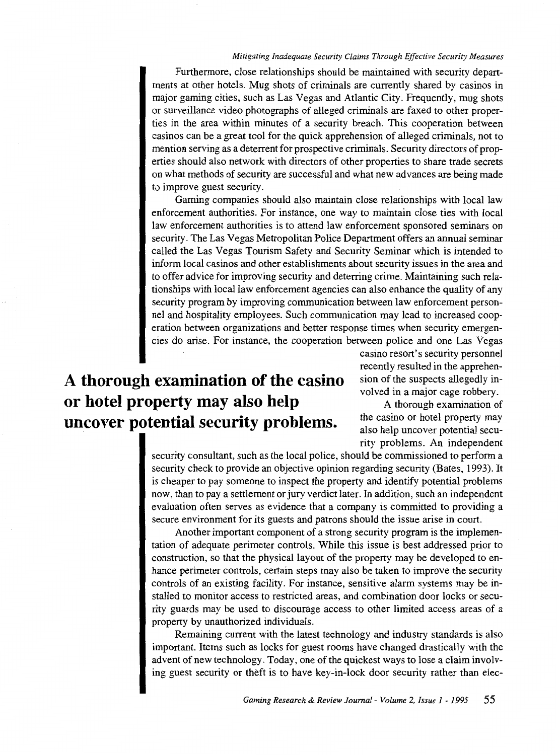Furthermore, close relationships should be maintained with security departments at other hotels. Mug shots of criminals are currently shared by casinos in major gaming cities, such as Las Vegas and Atlantic City. Frequently, mug shots or surveillance video photographs of alleged criminals are faxed to other properties in the area within minutes of a security breach. This cooperation between casinos can be a great tool for the quick apprehension of alleged criminals, not to mention serving as a deterrent for prospective criminals. Security directors of properties should also network with directors of other properties to share trade secrets on what methods of security are successful and what new advances are being made to improve guest security.

Gaming companies should also maintain close relationships with local law enforcement authorities. For instance, one way to maintain close ties with local law enforcement authorities is to attend law enforcement sponsored seminars on security. The Las Vegas Metropolitan Police Department offers an annual seminar called the Las Vegas Tourism Safety and Security Seminar which is intended to inform local casinos and other establishments about security issues in the area and to offer advice for improving security and deterring crime. Maintaining such relationships with local law enforcement agencies can also enhance the quality of any security program by improving communication between law enforcement personnel and hospitality employees. Such communication may lead to increased cooperation between organizations and better response times when security emergencies do arise. For instance, the cooperation between police and one Las Vegas casino resort's security personnel recently resulted in the apprehension of the suspects allegedly involved in a major cage robbery.

**A thorough examination of the casino or hotel property may also help uncover potential security problems.**

A thorough examination of the casino or hotel property may also help uncover potential security problems. An independent security consultant, such as the local police, should be commissioned to perform a security check to provide an objective opinion regarding security (Bates, 1993). It is cheaper to pay someone to inspect the property and identify potential problems now, than to pay a settlement or jury verdict later. In addition, such an independent evaluation often serves as evidence that a company is committed to providing a secure environment for its guests and patrons should the issue arise in court.

Another important component of a strong security program is the implementation of adequate perimeter controls. While this issue is best addressed prior to construction, so that the physical layout of the property may be developed to enhance perimeter controls, certain steps may also be taken to improve the security controls of an existing facility. For instance, sensitive alarm systems may be installed to monitor access to restricted areas, and combination door locks or security guards may be used to discourage access to other limited access areas of a property by unauthorized individuals.

Remaining current with the latest technology and industry standards is also important. Items such as locks for guest rooms have changed drastically with the advent of new technology. Today, one of the quickest ways to lose a claim involving guest security or theft is to have key-in-lock door security rather than elec-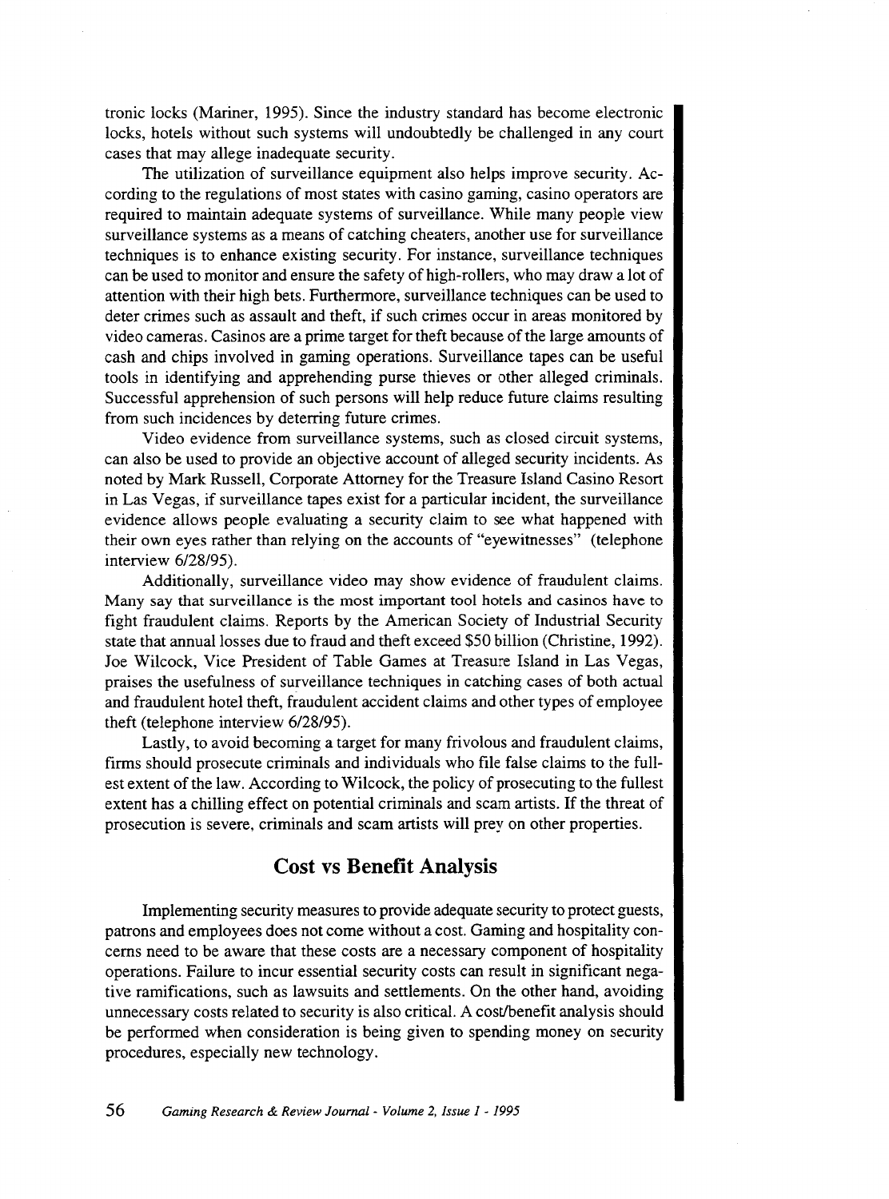tronic locks (Mariner, 1995). Since the industry standard has become electronic locks, hotels without such systems will undoubtedly be challenged in any court cases that may allege inadequate security.

The utilization of surveillance equipment also helps improve security. According to the regulations of most states with casino gaming, casino operators are required to maintain adequate systems of surveillance. While many people view surveillance systems as a means of catching cheaters, another use for surveillance techniques is to enhance existing security. For instance, surveillance techniques can be used to monitor and ensure the safety of high-rollers, who may draw a lot of attention with their high bets. Furthermore, surveillance techniques can be used to deter crimes such as assault and theft, if such crimes occur in areas monitored by video cameras. Casinos are a prime target for theft because of the large amounts of cash and chips involved in gaming operations. Surveillance tapes can be useful tools in identifying and apprehending purse thieves or other alleged criminals. Successful apprehension of such persons will help reduce future claims resulting from such incidences by deterring future crimes.

Video evidence from surveillance systems, such as closed circuit systems, can also be used to provide an objective account of alleged security incidents. As noted by Mark Russell, Corporate Attorney for the Treasure Island Casino Resort in Las Vegas, if surveillance tapes exist for a particular incident, the surveillance evidence allows people evaluating a security claim to see what happened with their own eyes rather than relying on the accounts of "eyewitnesses" (telephone interview 6/28/95).

Additionally, surveillance video may show evidence of fraudulent claims. Many say that surveillance is the most important tool hotels and casinos have to fight fraudulent claims. Reports by the American Society of Industrial Security state that annual losses due to fraud and theft exceed $50 billion (Christine, 1992). Joe Wilcock, Vice President of Table Games at Treasure Island in Las Vegas, praises the usefulness of surveillance techniques in catching cases of both actual and fraudulent hotel theft, fraudulent accident claims and other types of employee theft (telephone interview 6/28/95).

Lastly, to avoid becoming a target for many frivolous and fraudulent claims, firms should prosecute criminals and individuals who file false claims to the fullest extent of the law. According to Wilcock, the policy of prosecuting to the fullest extent has a chilling effect on potential criminals and scam artists. If the threat of prosecution is severe, criminals and scam artists will prey on other properties.

## Cost vs Benefit Analysis

Implementing security measures to provide adequate security to protect guests, patrons and employees does not come without a cost. Gaming and hospitality concerns need to be aware that these costs are a necessary component of hospitality operations. Failure to incur essential security costs can result in significant negative ramifications, such as lawsuits and settlements. On the other hand, avoiding unnecessary costs related to security is also critical. A cost/benefit analysis should be performed when consideration is being given to spending money on security procedures, especially new technology.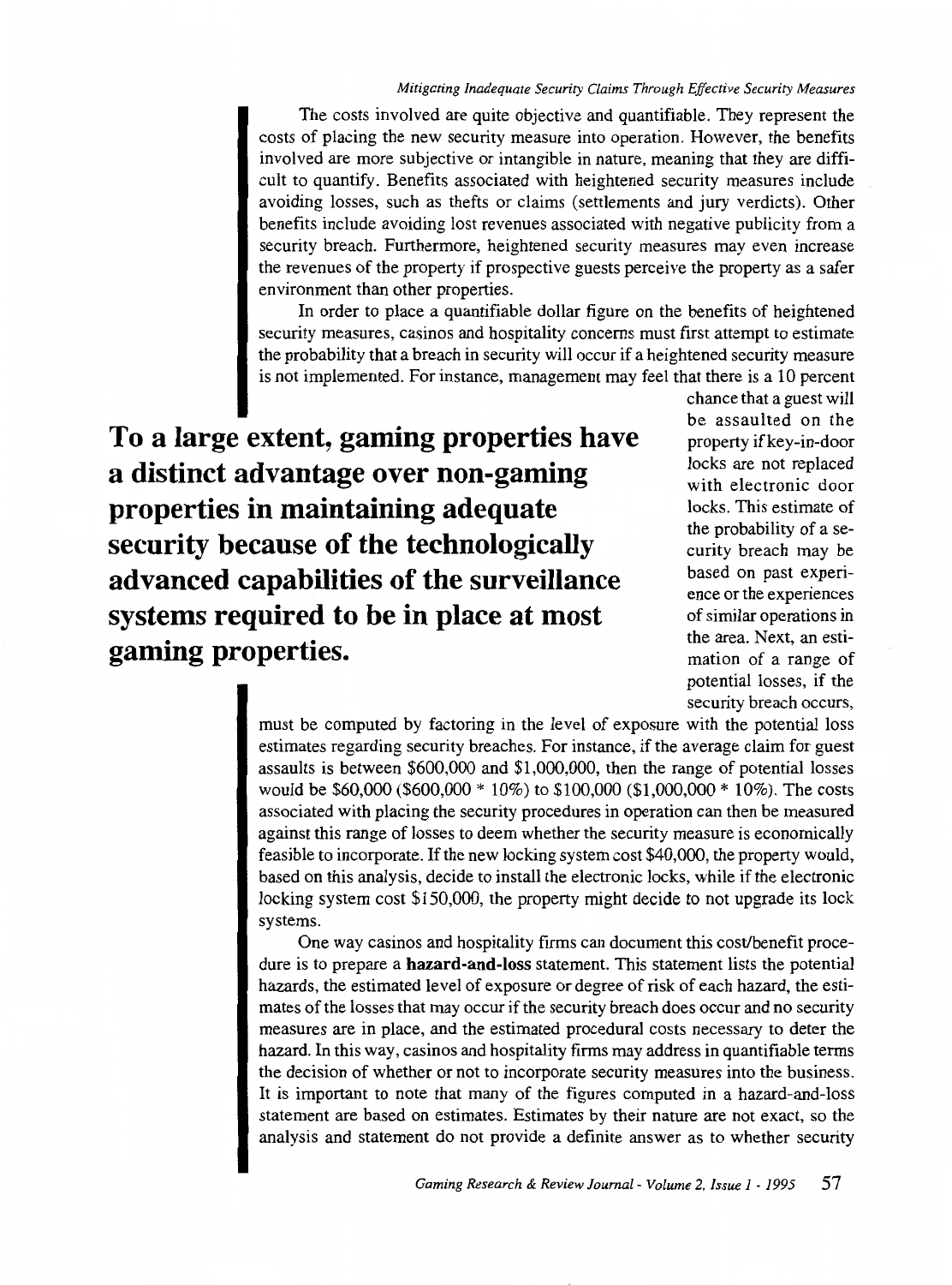The costs involved are quite objective and quantifiable. They represent the costs of placing the new security measure into operation. However, the benefits involved are more subjective or intangible in nature, meaning that they are difficult to quantify. Benefits associated with heightened security measures include avoiding losses, such as thefts or claims (settlements and jury verdicts). Other benefits include avoiding lost revenues associated with negative publicity from a security breach. Furthermore, heightened security measures may even increase the revenues of the property if prospective guests perceive the property as a safer environment than other properties.

In order to place a quantifiable dollar figure on the benefits of heightened security measures, casinos and hospitality concerns must first attempt to estimate the probability that a breach in security will occur if a heightened security measure is not implemented. For instance, management may feel that there is a 10 percent chance that a guest will be assaulted on the property if key-in-door locks are not replaced with electronic door locks. This estimate of the probability of a security breach may be based on past experience or the experiences of similar operations in the area. Next, an estimation of a range of potential losses, if the security breach occurs, must be computed by factoring in the level of exposure with the potential loss estimates regarding security breaches. For instance, if the average claim for guest assaults is between $600,000 and $1,000,000, then the range of potential losses would be $60,000 ($600,000 * 10%) to $100,000 ($1,000,000 * 10%). The costs associated with placing the security procedures in operation can then be measured against this range of losses to deem whether the security measure is economically feasible to incorporate. If the new locking system cost $40,000, the property would, based on this analysis, decide to install the electronic locks, while if the electronic locking system cost $150,000, the property might decide to not upgrade its lock systems.

**To a large extent, gaming properties have a distinct advantage over non-gaming properties in maintaining adequate security because of the technologically advanced capabilities of the surveillance systems required to be in place at most gaming properties.**

One way casinos and hospitality firms can document this cost/benefit procedure is to prepare a **hazard-and-loss** statement. This statement lists the potential hazards, the estimated level of exposure or degree of risk of each hazard, the estimates of the losses that may occur if the security breach does occur and no security measures are in place, and the estimated procedural costs necessary to deter the hazard. In this way, casinos and hospitality firms may address in quantifiable terms the decision of whether or not to incorporate security measures into the business. It is important to note that many of the figures computed in a hazard-and-loss statement are based on estimates. Estimates by their nature are not exact, so the analysis and statement do not provide a definite answer as to whether security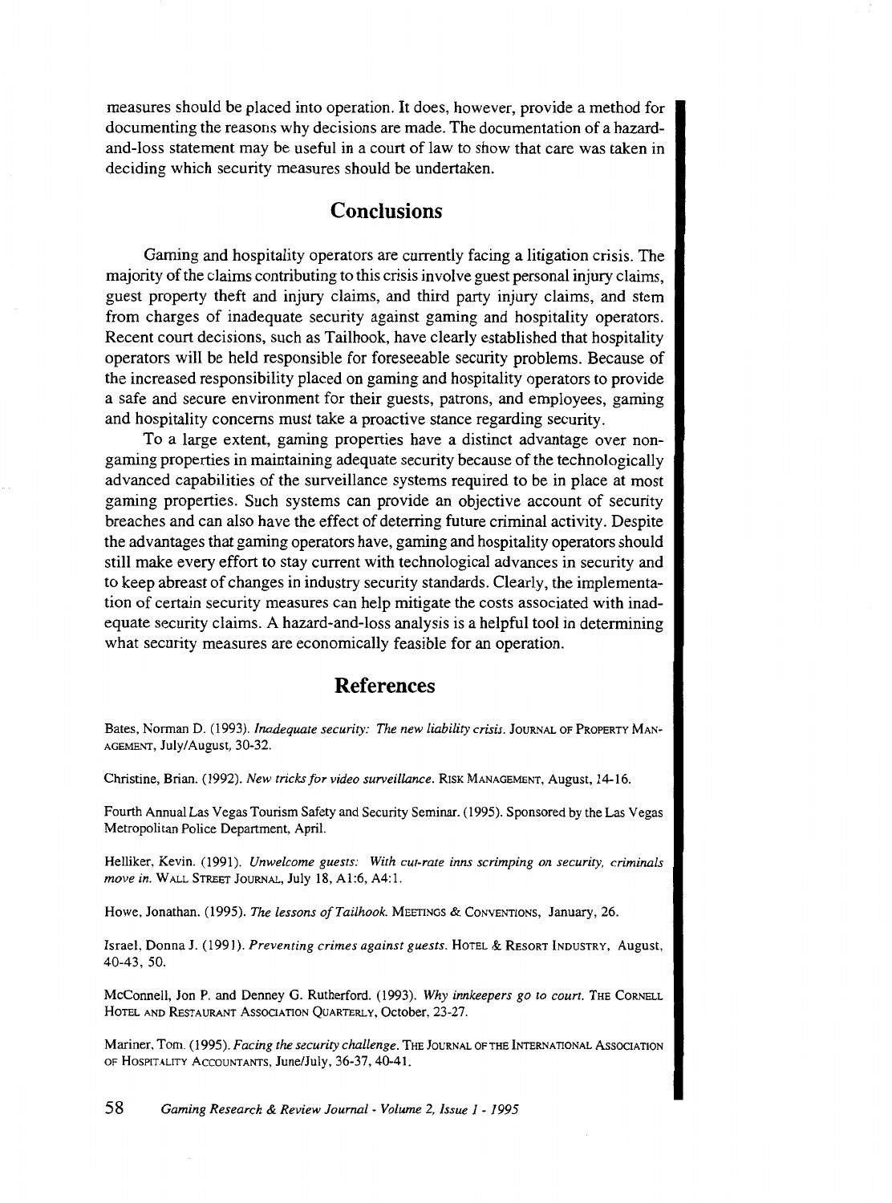measures should be placed into operation. It does, however, provide a method for documenting the reasons why decisions are made. The documentation of a hazard-and-loss statement may be useful in a court of law to show that care was taken in deciding which security measures should be undertaken.

## Conclusions

Gaming and hospitality operators are currently facing a litigation crisis. The majority of the claims contributing to this crisis involve guest personal injury claims, guest property theft and injury claims, and third party injury claims, and stem from charges of inadequate security against gaming and hospitality operators. Recent court decisions, such as Tailhook, have clearly established that hospitality operators will be held responsible for foreseeable security problems. Because of the increased responsibility placed on gaming and hospitality operators to provide a safe and secure environment for their guests, patrons, and employees, gaming and hospitality concerns must take a proactive stance regarding security.

To a large extent, gaming properties have a distinct advantage over non-gaming properties in maintaining adequate security because of the technologically advanced capabilities of the surveillance systems required to be in place at most gaming properties. Such systems can provide an objective account of security breaches and can also have the effect of deterring future criminal activity. Despite the advantages that gaming operators have, gaming and hospitality operators should still make every effort to stay current with technological advances in security and to keep abreast of changes in industry security standards. Clearly, the implementation of certain security measures can help mitigate the costs associated with inadequate security claims. A hazard-and-loss analysis is a helpful tool in determining what security measures are economically feasible for an operation.

## References

Bates, Norman D. (1993). *Inadequate security: The new liability crisis.* JOURNAL OF PROPERTY MANAGEMENT, July/August, 30-32.

Christine, Brian. (1992). *New tricks for video surveillance.* RISK MANAGEMENT, August, 14-16.

Fourth Annual Las Vegas Tourism Safety and Security Seminar. (1995). Sponsored by the Las Vegas Metropolitan Police Department, April.

Helliker, Kevin. (1991). *Unwelcome guests: With cut-rate inns scrimping on security, criminals move in.* WALL STREET JOURNAL, July 18, A1:6, A4:1.

Howe, Jonathan. (1995). *The lessons of Tailhook.* MEETINGS & CONVENTIONS, January, 26.

Israel, Donna J. (1991). *Preventing crimes against guests.* HOTEL & RESORT INDUSTRY, August, 40-43, 50.

McConnell, Jon P. and Denney G. Rutherford. (1993). *Why innkeepers go to court.* THE CORNELL HOTEL AND RESTAURANT ASSOCIATION QUARTERLY, October, 23-27.

Mariner, Tom. (1995). *Facing the security challenge.* THE JOURNAL OF THE INTERNATIONAL ASSOCIATION OF HOSPITALITY ACCOUNTANTS, June/July, 36-37, 40-41.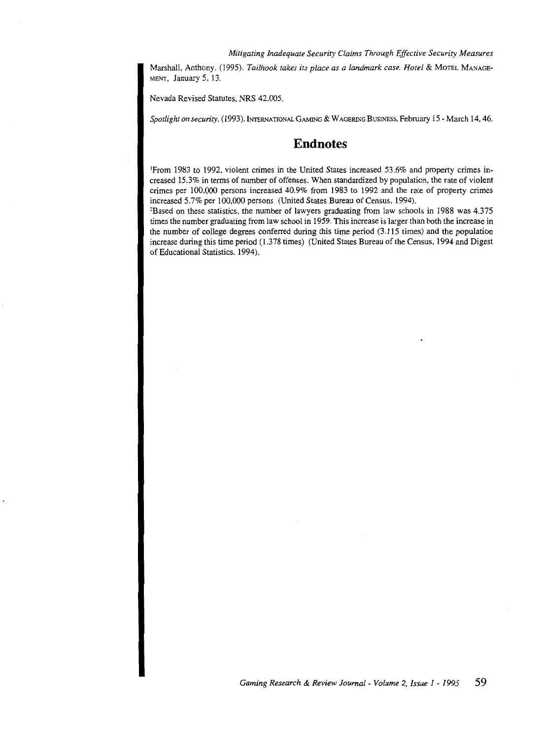Marshall, Anthony. (1995). *Tailhook takes its place as a landmark case. Hotel* & MOTEL MANAGEMENT, January 5, 13.

Nevada Revised Statutes, NRS 42.005.

*Spotlight on security.* (1993). INTERNATIONAL GAMING & WAGERING BUSINESS, February 15 - March 14, 46.

## Endnotes

[1]From 1983 to 1992, violent crimes in the United States increased 53.6% and property crimes increased 15.3% in terms of number of offenses. When standardized by population, the rate of violent crimes per 100,000 persons increased 40.9% from 1983 to 1992 and the rate of property crimes increased 5.7% per 100,000 persons (United States Bureau of Census, 1994).

[2]Based on these statistics, the number of lawyers graduating from law schools in 1988 was 4.375 times the number graduating from law school in 1959. This increase is larger than both the increase in the number of college degrees conferred during this time period (3.115 times) and the population increase during this time period (1.378 times) (United States Bureau of the Census, 1994 and Digest of Educational Statistics, 1994).